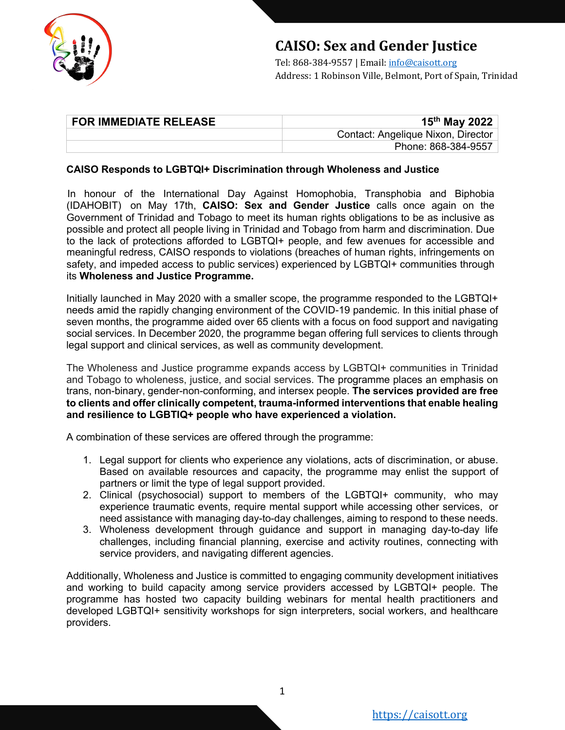# CAISO: Sex and Gender Justice

Tel: 868-384-9557 | Email: info@caisott.org
Address: 1 Robinson Ville, Belmont, Port of Spain, Trinidad

| FOR IMMEDIATE RELEASE | 15th May 2022 |
| --- | --- |
| | Contact: Angelique Nixon, Director |
| | Phone: 868-384-9557 |

**CAISO Responds to LGBTQI+ Discrimination through Wholeness and Justice**

In honour of the International Day Against Homophobia, Transphobia and Biphobia (IDAHOBIT) on May 17th, **CAISO: Sex and Gender Justice** calls once again on the Government of Trinidad and Tobago to meet its human rights obligations to be as inclusive as possible and protect all people living in Trinidad and Tobago from harm and discrimination. Due to the lack of protections afforded to LGBTQI+ people, and few avenues for accessible and meaningful redress, CAISO responds to violations (breaches of human rights, infringements on safety, and impeded access to public services) experienced by LGBTQI+ communities through its **Wholeness and Justice Programme.**

Initially launched in May 2020 with a smaller scope, the programme responded to the LGBTQI+ needs amid the rapidly changing environment of the COVID-19 pandemic. In this initial phase of seven months, the programme aided over 65 clients with a focus on food support and navigating social services. In December 2020, the programme began offering full services to clients through legal support and clinical services, as well as community development.

The Wholeness and Justice programme expands access by LGBTQI+ communities in Trinidad and Tobago to wholeness, justice, and social services. The programme places an emphasis on trans, non-binary, gender-non-conforming, and intersex people. **The services provided are free to clients and offer clinically competent, trauma-informed interventions that enable healing and resilience to LGBTIQ+ people who have experienced a violation.**

A combination of these services are offered through the programme:

1. Legal support for clients who experience any violations, acts of discrimination, or abuse. Based on available resources and capacity, the programme may enlist the support of partners or limit the type of legal support provided.
2. Clinical (psychosocial) support to members of the LGBTQI+ community, who may experience traumatic events, require mental support while accessing other services, or need assistance with managing day-to-day challenges, aiming to respond to these needs.
3. Wholeness development through guidance and support in managing day-to-day life challenges, including financial planning, exercise and activity routines, connecting with service providers, and navigating different agencies.

Additionally, Wholeness and Justice is committed to engaging community development initiatives and working to build capacity among service providers accessed by LGBTQI+ people. The programme has hosted two capacity building webinars for mental health practitioners and developed LGBTQI+ sensitivity workshops for sign interpreters, social workers, and healthcare providers.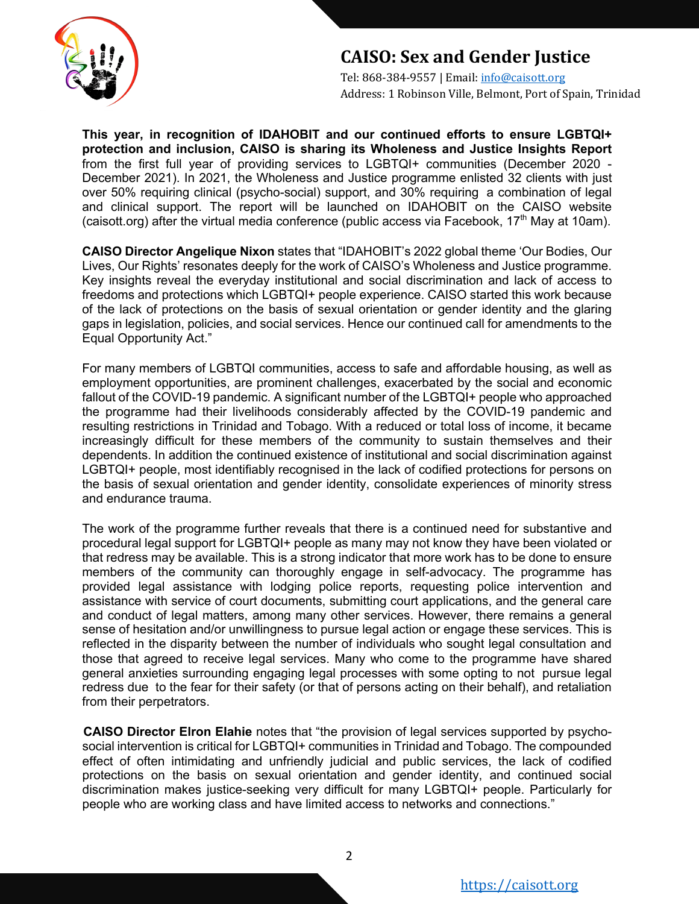**This year, in recognition of IDAHOBIT and our continued efforts to ensure LGBTQI+ protection and inclusion, CAISO is sharing its Wholeness and Justice Insights Report** from the first full year of providing services to LGBTQI+ communities (December 2020 - December 2021). In 2021, the Wholeness and Justice programme enlisted 32 clients with just over 50% requiring clinical (psycho-social) support, and 30% requiring a combination of legal and clinical support. The report will be launched on IDAHOBIT on the CAISO website (caisott.org) after the virtual media conference (public access via Facebook, 17th May at 10am).

**CAISO Director Angelique Nixon** states that "IDAHOBIT's 2022 global theme 'Our Bodies, Our Lives, Our Rights' resonates deeply for the work of CAISO's Wholeness and Justice programme. Key insights reveal the everyday institutional and social discrimination and lack of access to freedoms and protections which LGBTQI+ people experience. CAISO started this work because of the lack of protections on the basis of sexual orientation or gender identity and the glaring gaps in legislation, policies, and social services. Hence our continued call for amendments to the Equal Opportunity Act."

For many members of LGBTQI communities, access to safe and affordable housing, as well as employment opportunities, are prominent challenges, exacerbated by the social and economic fallout of the COVID-19 pandemic. A significant number of the LGBTQI+ people who approached the programme had their livelihoods considerably affected by the COVID-19 pandemic and resulting restrictions in Trinidad and Tobago. With a reduced or total loss of income, it became increasingly difficult for these members of the community to sustain themselves and their dependents. In addition the continued existence of institutional and social discrimination against LGBTQI+ people, most identifiably recognised in the lack of codified protections for persons on the basis of sexual orientation and gender identity, consolidate experiences of minority stress and endurance trauma.

The work of the programme further reveals that there is a continued need for substantive and procedural legal support for LGBTQI+ people as many may not know they have been violated or that redress may be available. This is a strong indicator that more work has to be done to ensure members of the community can thoroughly engage in self-advocacy. The programme has provided legal assistance with lodging police reports, requesting police intervention and assistance with service of court documents, submitting court applications, and the general care and conduct of legal matters, among many other services. However, there remains a general sense of hesitation and/or unwillingness to pursue legal action or engage these services. This is reflected in the disparity between the number of individuals who sought legal consultation and those that agreed to receive legal services. Many who come to the programme have shared general anxieties surrounding engaging legal processes with some opting to not pursue legal redress due to the fear for their safety (or that of persons acting on their behalf), and retaliation from their perpetrators.

**CAISO Director Elron Elahie** notes that "the provision of legal services supported by psycho-social intervention is critical for LGBTQI+ communities in Trinidad and Tobago. The compounded effect of often intimidating and unfriendly judicial and public services, the lack of codified protections on the basis on sexual orientation and gender identity, and continued social discrimination makes justice-seeking very difficult for many LGBTQI+ people. Particularly for people who are working class and have limited access to networks and connections."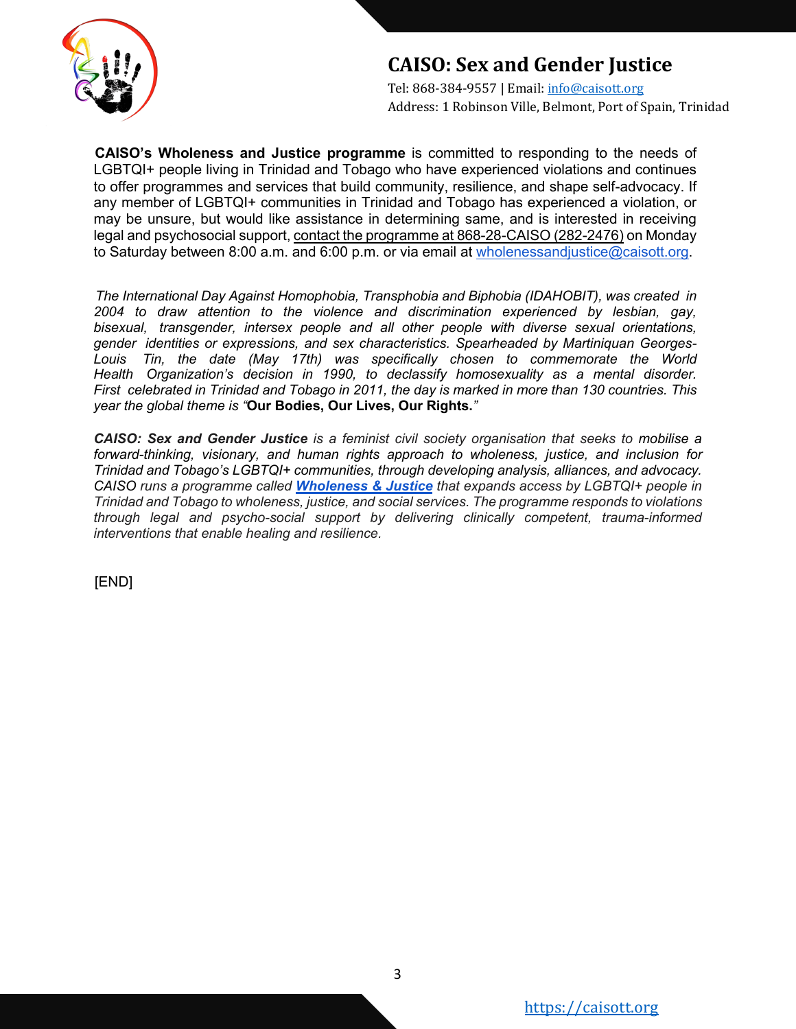**CAISO's Wholeness and Justice programme** is committed to responding to the needs of LGBTQI+ people living in Trinidad and Tobago who have experienced violations and continues to offer programmes and services that build community, resilience, and shape self-advocacy. If any member of LGBTQI+ communities in Trinidad and Tobago has experienced a violation, or may be unsure, but would like assistance in determining same, and is interested in receiving legal and psychosocial support, contact the programme at 868-28-CAISO (282-2476) on Monday to Saturday between 8:00 a.m. and 6:00 p.m. or via email at wholenessandjustice@caisott.org.

*The International Day Against Homophobia, Transphobia and Biphobia (IDAHOBIT), was created in 2004 to draw attention to the violence and discrimination experienced by lesbian, gay, bisexual, transgender, intersex people and all other people with diverse sexual orientations, gender identities or expressions, and sex characteristics. Spearheaded by Martiniquan Georges-Louis Tin, the date (May 17th) was specifically chosen to commemorate the World Health Organization's decision in 1990, to declassify homosexuality as a mental disorder. First celebrated in Trinidad and Tobago in 2011, the day is marked in more than 130 countries. This year the global theme is "***Our Bodies, Our Lives, Our Rights.***"*

***CAISO: Sex and Gender Justice** is a feminist civil society organisation that seeks to mobilise a forward-thinking, visionary, and human rights approach to wholeness, justice, and inclusion for Trinidad and Tobago's LGBTQI+ communities, through developing analysis, alliances, and advocacy. CAISO runs a programme called **Wholeness & Justice** that expands access by LGBTQI+ people in Trinidad and Tobago to wholeness, justice, and social services. The programme responds to violations through legal and psycho-social support by delivering clinically competent, trauma-informed interventions that enable healing and resilience.*

[END]